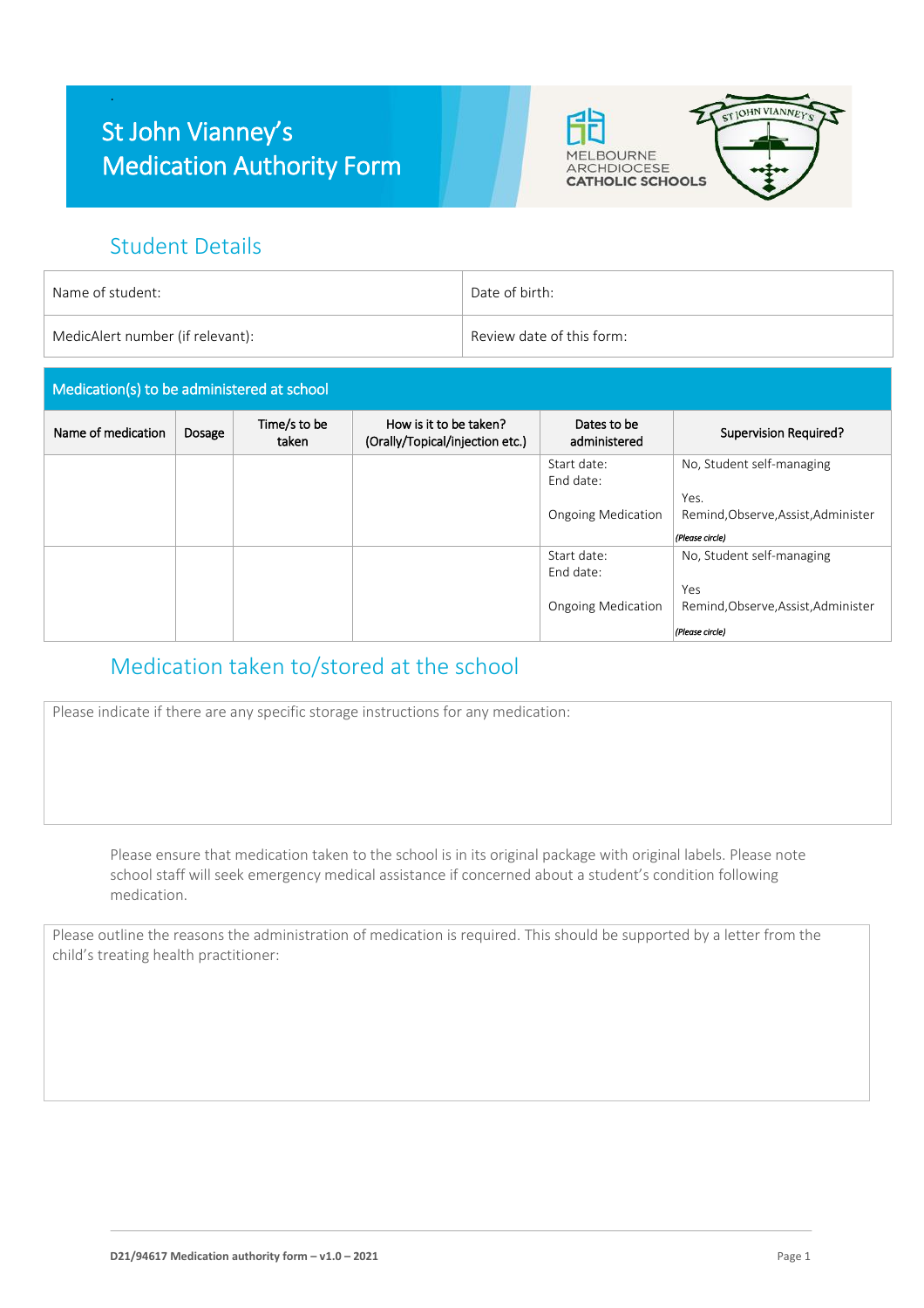# St John Vianney's Medication Authority Form

MELBOURNE ARCHDIOCESE CATHOLIC SCHOOLS

## Student Details

| Name of student: | Date of birth: |
|---|---|
| MedicAlert number (if relevant): | Review date of this form: |

### Medication(s) to be administered at school

| Name of medication | Dosage | Time/s to be taken | How is it to be taken? (Orally/Topical/injection etc.) | Dates to be administered | Supervision Required? |
|---|---|---|---|---|---|
| | | | | Start date: End date: Ongoing Medication | No, Student self-managing Yes. Remind,Observe,Assist,Administer *(Please circle)* |
| | | | | Start date: End date: Ongoing Medication | No, Student self-managing Yes Remind,Observe,Assist,Administer *(Please circle)* |

## Medication taken to/stored at the school

Please indicate if there are any specific storage instructions for any medication:

Please ensure that medication taken to the school is in its original package with original labels. Please note school staff will seek emergency medical assistance if concerned about a student's condition following medication.

Please outline the reasons the administration of medication is required. This should be supported by a letter from the child's treating health practitioner:

D21/94617 Medication authority form – v1.0 – 2021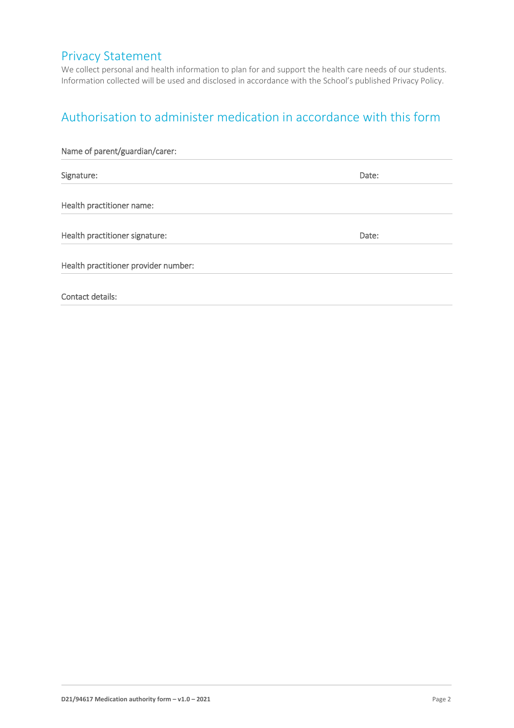## Privacy Statement

We collect personal and health information to plan for and support the health care needs of our students. Information collected will be used and disclosed in accordance with the School's published Privacy Policy.

## Authorisation to administer medication in accordance with this form

Name of parent/guardian/carer:

Signature: Date:

Health practitioner name:

Health practitioner signature: Date:

Health practitioner provider number:

Contact details: